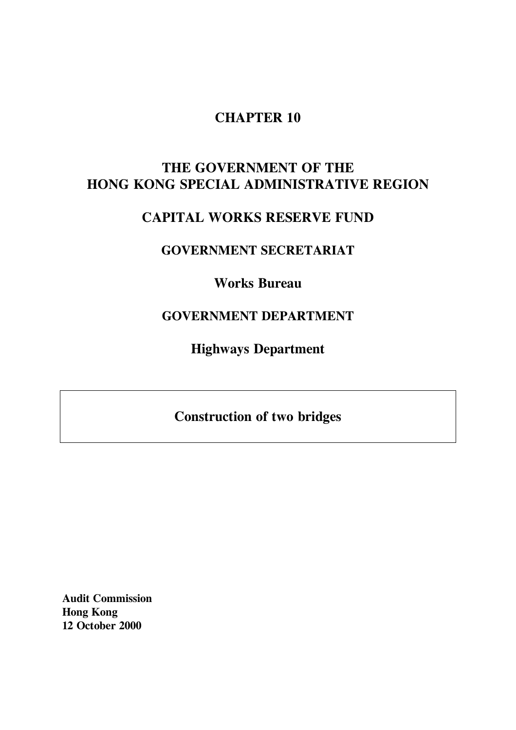# CHAPTER 10

# THE GOVERNMENT OF THE HONG KONG SPECIAL ADMINISTRATIVE REGION

## CAPITAL WORKS RESERVE FUND

### GOVERNMENT SECRETARIAT

### Works Bureau

### GOVERNMENT DEPARTMENT

### Highways Department

## Construction of two bridges

**Audit Commission**
**Hong Kong**
**12 October 2000**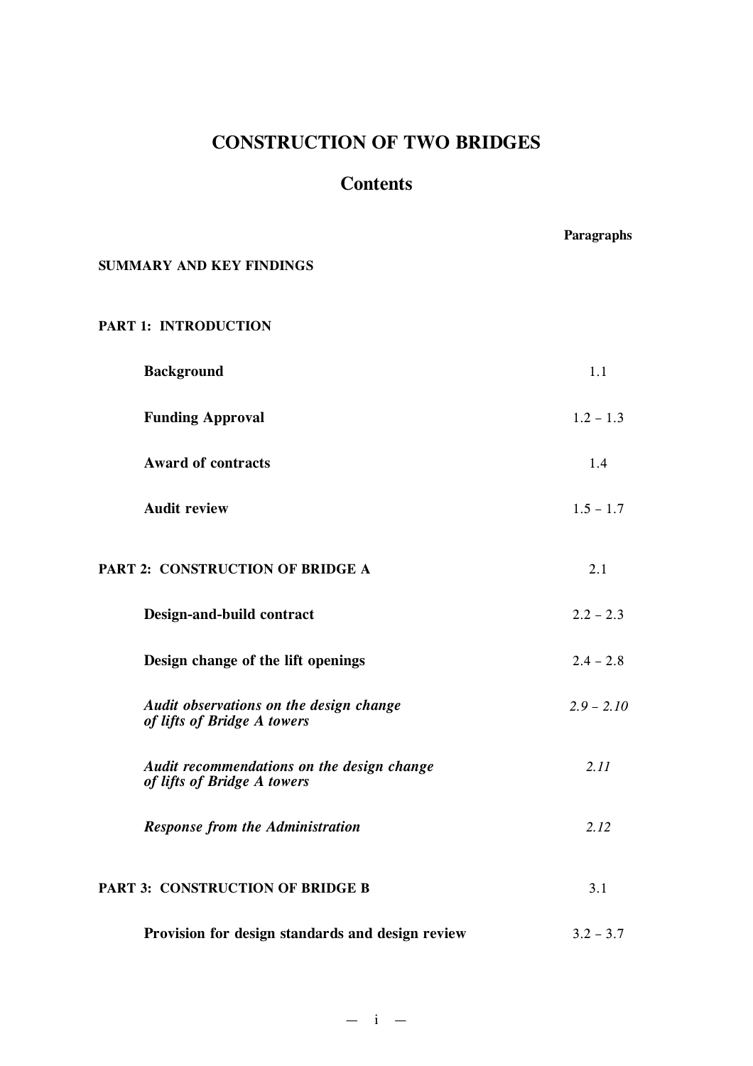# CONSTRUCTION OF TWO BRIDGES

## Contents

| | Paragraphs |
|---|---|
| **SUMMARY AND KEY FINDINGS** | |
| **PART 1: INTRODUCTION** | |
| **Background** | 1.1 |
| **Funding Approval** | 1.2 – 1.3 |
| **Award of contracts** | 1.4 |
| **Audit review** | 1.5 – 1.7 |
| **PART 2: CONSTRUCTION OF BRIDGE A** | 2.1 |
| **Design-and-build contract** | 2.2 – 2.3 |
| **Design change of the lift openings** | 2.4 – 2.8 |
| ***Audit observations on the design change of lifts of Bridge A towers*** | *2.9 – 2.10* |
| ***Audit recommendations on the design change of lifts of Bridge A towers*** | *2.11* |
| ***Response from the Administration*** | *2.12* |
| **PART 3: CONSTRUCTION OF BRIDGE B** | 3.1 |
| **Provision for design standards and design review** | 3.2 – 3.7 |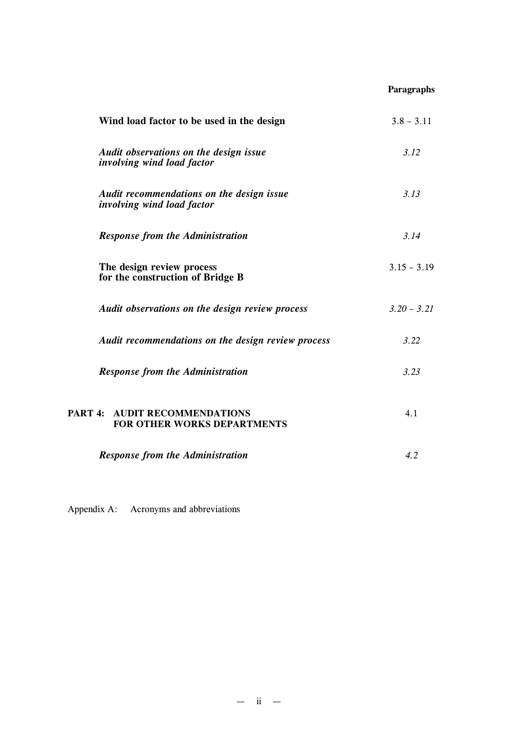| | Paragraphs |
|---|---|
| **Wind load factor to be used in the design** | 3.8 – 3.11 |
| ***Audit observations on the design issue involving wind load factor*** | *3.12* |
| ***Audit recommendations on the design issue involving wind load factor*** | *3.13* |
| ***Response from the Administration*** | *3.14* |
| **The design review process for the construction of Bridge B** | 3.15 – 3.19 |
| ***Audit observations on the design review process*** | *3.20 – 3.21* |
| ***Audit recommendations on the design review process*** | *3.22* |
| ***Response from the Administration*** | *3.23* |
| **PART 4: AUDIT RECOMMENDATIONS FOR OTHER WORKS DEPARTMENTS** | 4.1 |
| ***Response from the Administration*** | *4.2* |

Appendix A: Acronyms and abbreviations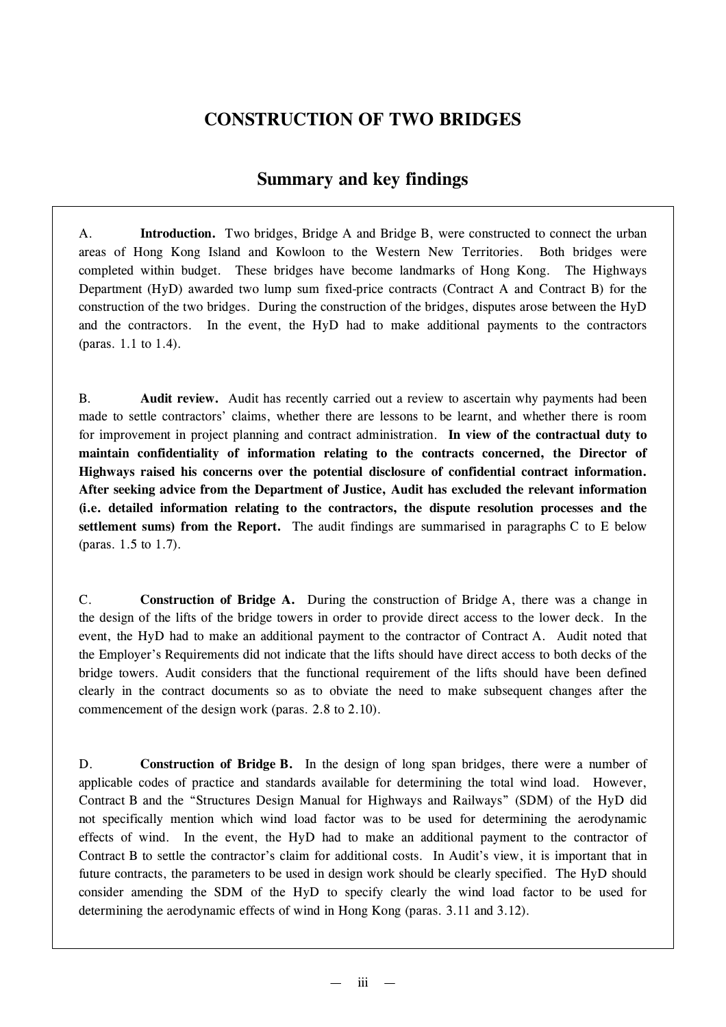# CONSTRUCTION OF TWO BRIDGES

## Summary and key findings

A. **Introduction.** Two bridges, Bridge A and Bridge B, were constructed to connect the urban areas of Hong Kong Island and Kowloon to the Western New Territories. Both bridges were completed within budget. These bridges have become landmarks of Hong Kong. The Highways Department (HyD) awarded two lump sum fixed-price contracts (Contract A and Contract B) for the construction of the two bridges. During the construction of the bridges, disputes arose between the HyD and the contractors. In the event, the HyD had to make additional payments to the contractors (paras. 1.1 to 1.4).

B. **Audit review.** Audit has recently carried out a review to ascertain why payments had been made to settle contractors' claims, whether there are lessons to be learnt, and whether there is room for improvement in project planning and contract administration. **In view of the contractual duty to maintain confidentiality of information relating to the contracts concerned, the Director of Highways raised his concerns over the potential disclosure of confidential contract information. After seeking advice from the Department of Justice, Audit has excluded the relevant information (i.e. detailed information relating to the contractors, the dispute resolution processes and the settlement sums) from the Report.** The audit findings are summarised in paragraphs C to E below (paras. 1.5 to 1.7).

C. **Construction of Bridge A.** During the construction of Bridge A, there was a change in the design of the lifts of the bridge towers in order to provide direct access to the lower deck. In the event, the HyD had to make an additional payment to the contractor of Contract A. Audit noted that the Employer's Requirements did not indicate that the lifts should have direct access to both decks of the bridge towers. Audit considers that the functional requirement of the lifts should have been defined clearly in the contract documents so as to obviate the need to make subsequent changes after the commencement of the design work (paras. 2.8 to 2.10).

D. **Construction of Bridge B.** In the design of long span bridges, there were a number of applicable codes of practice and standards available for determining the total wind load. However, Contract B and the "Structures Design Manual for Highways and Railways" (SDM) of the HyD did not specifically mention which wind load factor was to be used for determining the aerodynamic effects of wind. In the event, the HyD had to make an additional payment to the contractor of Contract B to settle the contractor's claim for additional costs. In Audit's view, it is important that in future contracts, the parameters to be used in design work should be clearly specified. The HyD should consider amending the SDM of the HyD to specify clearly the wind load factor to be used for determining the aerodynamic effects of wind in Hong Kong (paras. 3.11 and 3.12).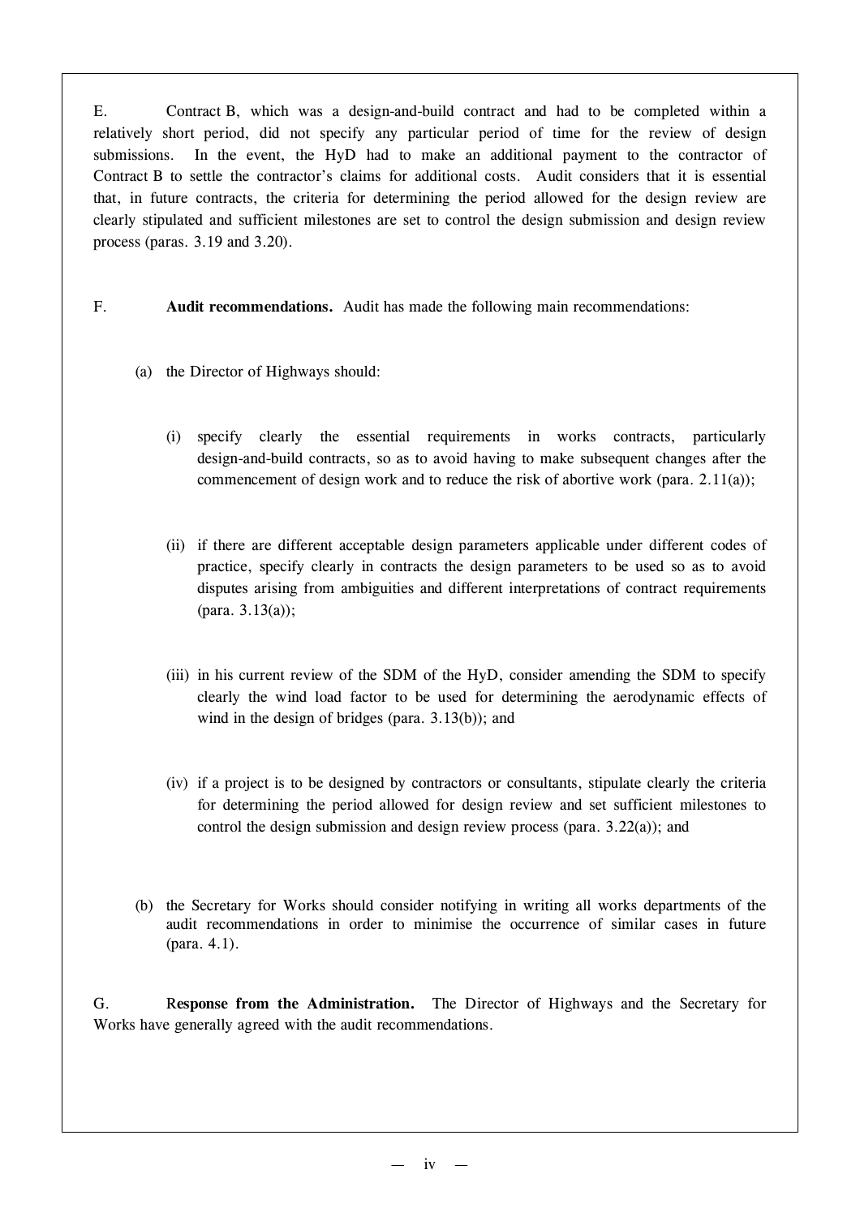E. Contract B, which was a design-and-build contract and had to be completed within a relatively short period, did not specify any particular period of time for the review of design submissions. In the event, the HyD had to make an additional payment to the contractor of Contract B to settle the contractor's claims for additional costs. Audit considers that it is essential that, in future contracts, the criteria for determining the period allowed for the design review are clearly stipulated and sufficient milestones are set to control the design submission and design review process (paras. 3.19 and 3.20).

F. **Audit recommendations.** Audit has made the following main recommendations:

(a) the Director of Highways should:

(i) specify clearly the essential requirements in works contracts, particularly design-and-build contracts, so as to avoid having to make subsequent changes after the commencement of design work and to reduce the risk of abortive work (para. 2.11(a));

(ii) if there are different acceptable design parameters applicable under different codes of practice, specify clearly in contracts the design parameters to be used so as to avoid disputes arising from ambiguities and different interpretations of contract requirements (para. 3.13(a));

(iii) in his current review of the SDM of the HyD, consider amending the SDM to specify clearly the wind load factor to be used for determining the aerodynamic effects of wind in the design of bridges (para. 3.13(b)); and

(iv) if a project is to be designed by contractors or consultants, stipulate clearly the criteria for determining the period allowed for design review and set sufficient milestones to control the design submission and design review process (para. 3.22(a)); and

(b) the Secretary for Works should consider notifying in writing all works departments of the audit recommendations in order to minimise the occurrence of similar cases in future (para. 4.1).

G. **Response from the Administration.** The Director of Highways and the Secretary for Works have generally agreed with the audit recommendations.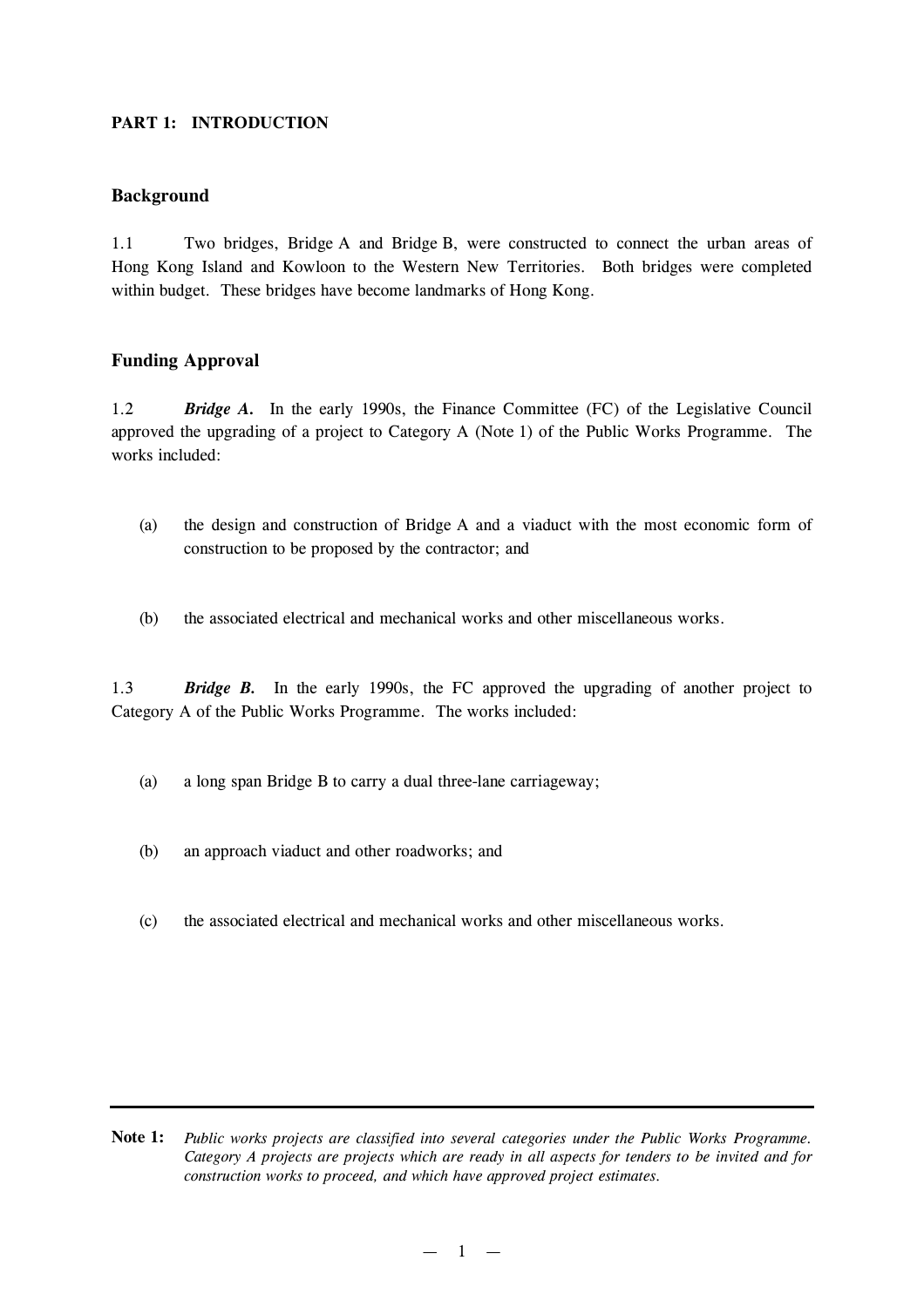## PART 1: INTRODUCTION

### Background

1.1 Two bridges, Bridge A and Bridge B, were constructed to connect the urban areas of Hong Kong Island and Kowloon to the Western New Territories. Both bridges were completed within budget. These bridges have become landmarks of Hong Kong.

### Funding Approval

1.2 ***Bridge A.*** In the early 1990s, the Finance Committee (FC) of the Legislative Council approved the upgrading of a project to Category A (Note 1) of the Public Works Programme. The works included:

(a) the design and construction of Bridge A and a viaduct with the most economic form of construction to be proposed by the contractor; and

(b) the associated electrical and mechanical works and other miscellaneous works.

1.3 ***Bridge B.*** In the early 1990s, the FC approved the upgrading of another project to Category A of the Public Works Programme. The works included:

(a) a long span Bridge B to carry a dual three-lane carriageway;

(b) an approach viaduct and other roadworks; and

(c) the associated electrical and mechanical works and other miscellaneous works.

---

**Note 1:** *Public works projects are classified into several categories under the Public Works Programme. Category A projects are projects which are ready in all aspects for tenders to be invited and for construction works to proceed, and which have approved project estimates.*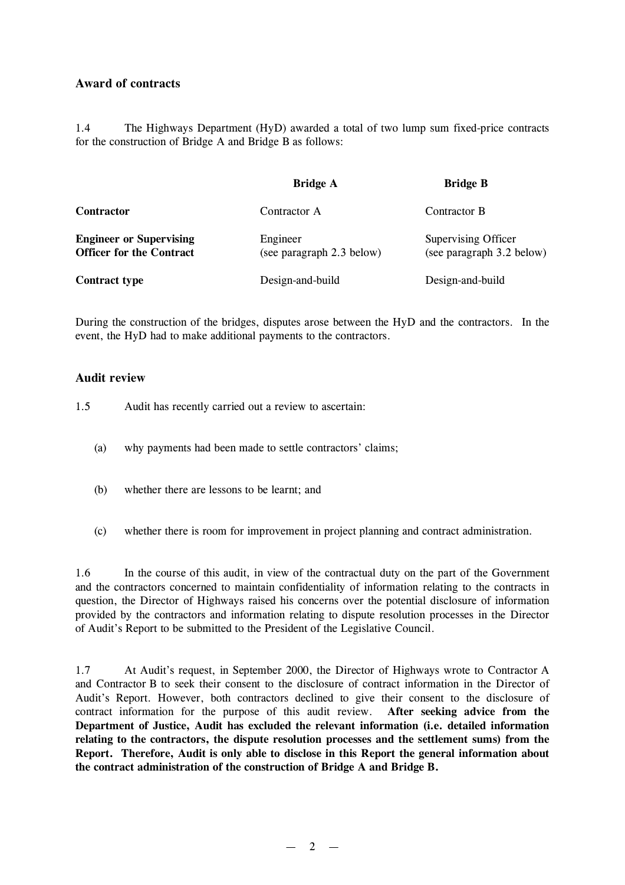## Award of contracts

1.4 The Highways Department (HyD) awarded a total of two lump sum fixed-price contracts for the construction of Bridge A and Bridge B as follows:

| | **Bridge A** | **Bridge B** |
|---|---|---|
| **Contractor** | Contractor A | Contractor B |
| **Engineer or Supervising Officer for the Contract** | Engineer (see paragraph 2.3 below) | Supervising Officer (see paragraph 3.2 below) |
| **Contract type** | Design-and-build | Design-and-build |

During the construction of the bridges, disputes arose between the HyD and the contractors. In the event, the HyD had to make additional payments to the contractors.

## Audit review

1.5 Audit has recently carried out a review to ascertain:

(a) why payments had been made to settle contractors' claims;

(b) whether there are lessons to be learnt; and

(c) whether there is room for improvement in project planning and contract administration.

1.6 In the course of this audit, in view of the contractual duty on the part of the Government and the contractors concerned to maintain confidentiality of information relating to the contracts in question, the Director of Highways raised his concerns over the potential disclosure of information provided by the contractors and information relating to dispute resolution processes in the Director of Audit's Report to be submitted to the President of the Legislative Council.

1.7 At Audit's request, in September 2000, the Director of Highways wrote to Contractor A and Contractor B to seek their consent to the disclosure of contract information in the Director of Audit's Report. However, both contractors declined to give their consent to the disclosure of contract information for the purpose of this audit review. **After seeking advice from the Department of Justice, Audit has excluded the relevant information (i.e. detailed information relating to the contractors, the dispute resolution processes and the settlement sums) from the Report. Therefore, Audit is only able to disclose in this Report the general information about the contract administration of the construction of Bridge A and Bridge B.**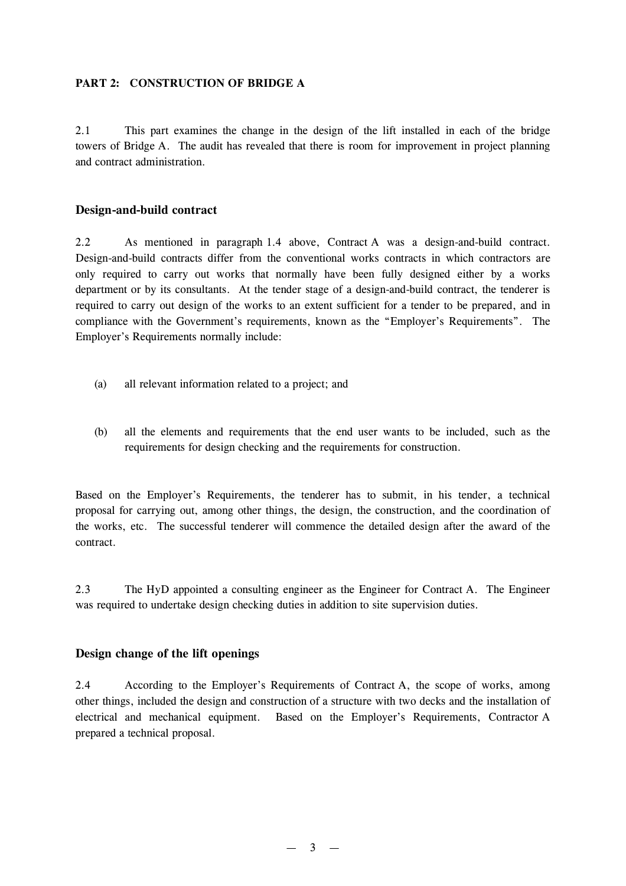## PART 2: CONSTRUCTION OF BRIDGE A

2.1 This part examines the change in the design of the lift installed in each of the bridge towers of Bridge A. The audit has revealed that there is room for improvement in project planning and contract administration.

### Design-and-build contract

2.2 As mentioned in paragraph 1.4 above, Contract A was a design-and-build contract. Design-and-build contracts differ from the conventional works contracts in which contractors are only required to carry out works that normally have been fully designed either by a works department or by its consultants. At the tender stage of a design-and-build contract, the tenderer is required to carry out design of the works to an extent sufficient for a tender to be prepared, and in compliance with the Government's requirements, known as the "Employer's Requirements". The Employer's Requirements normally include:

(a) all relevant information related to a project; and

(b) all the elements and requirements that the end user wants to be included, such as the requirements for design checking and the requirements for construction.

Based on the Employer's Requirements, the tenderer has to submit, in his tender, a technical proposal for carrying out, among other things, the design, the construction, and the coordination of the works, etc. The successful tenderer will commence the detailed design after the award of the contract.

2.3 The HyD appointed a consulting engineer as the Engineer for Contract A. The Engineer was required to undertake design checking duties in addition to site supervision duties.

### Design change of the lift openings

2.4 According to the Employer's Requirements of Contract A, the scope of works, among other things, included the design and construction of a structure with two decks and the installation of electrical and mechanical equipment. Based on the Employer's Requirements, Contractor A prepared a technical proposal.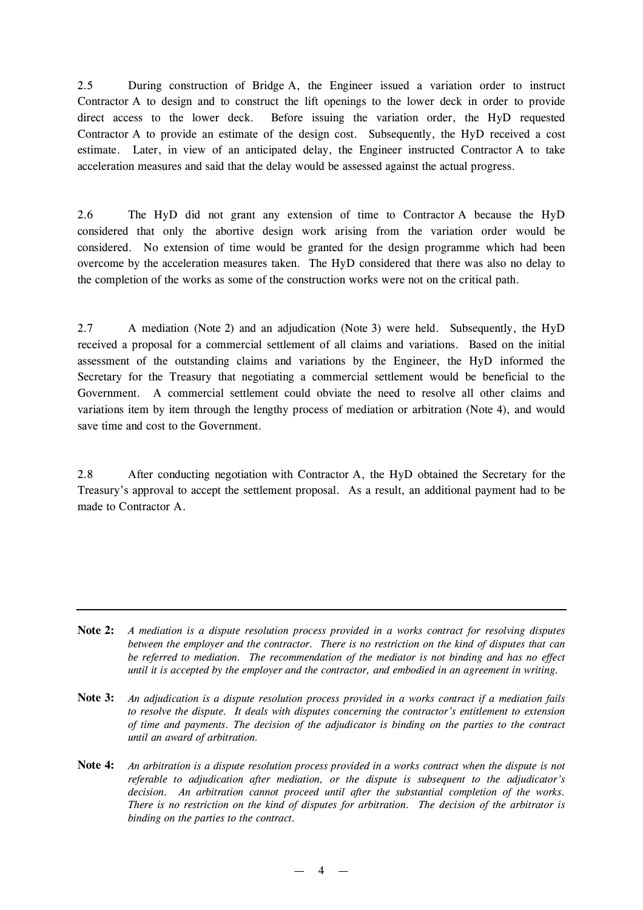2.5 During construction of Bridge A, the Engineer issued a variation order to instruct Contractor A to design and to construct the lift openings to the lower deck in order to provide direct access to the lower deck. Before issuing the variation order, the HyD requested Contractor A to provide an estimate of the design cost. Subsequently, the HyD received a cost estimate. Later, in view of an anticipated delay, the Engineer instructed Contractor A to take acceleration measures and said that the delay would be assessed against the actual progress.

2.6 The HyD did not grant any extension of time to Contractor A because the HyD considered that only the abortive design work arising from the variation order would be considered. No extension of time would be granted for the design programme which had been overcome by the acceleration measures taken. The HyD considered that there was also no delay to the completion of the works as some of the construction works were not on the critical path.

2.7 A mediation (Note 2) and an adjudication (Note 3) were held. Subsequently, the HyD received a proposal for a commercial settlement of all claims and variations. Based on the initial assessment of the outstanding claims and variations by the Engineer, the HyD informed the Secretary for the Treasury that negotiating a commercial settlement would be beneficial to the Government. A commercial settlement could obviate the need to resolve all other claims and variations item by item through the lengthy process of mediation or arbitration (Note 4), and would save time and cost to the Government.

2.8 After conducting negotiation with Contractor A, the HyD obtained the Secretary for the Treasury's approval to accept the settlement proposal. As a result, an additional payment had to be made to Contractor A.

---

**Note 2:** *A mediation is a dispute resolution process provided in a works contract for resolving disputes between the employer and the contractor. There is no restriction on the kind of disputes that can be referred to mediation. The recommendation of the mediator is not binding and has no effect until it is accepted by the employer and the contractor, and embodied in an agreement in writing.*

**Note 3:** *An adjudication is a dispute resolution process provided in a works contract if a mediation fails to resolve the dispute. It deals with disputes concerning the contractor's entitlement to extension of time and payments. The decision of the adjudicator is binding on the parties to the contract until an award of arbitration.*

**Note 4:** *An arbitration is a dispute resolution process provided in a works contract when the dispute is not referable to adjudication after mediation, or the dispute is subsequent to the adjudicator's decision. An arbitration cannot proceed until after the substantial completion of the works. There is no restriction on the kind of disputes for arbitration. The decision of the arbitrator is binding on the parties to the contract.*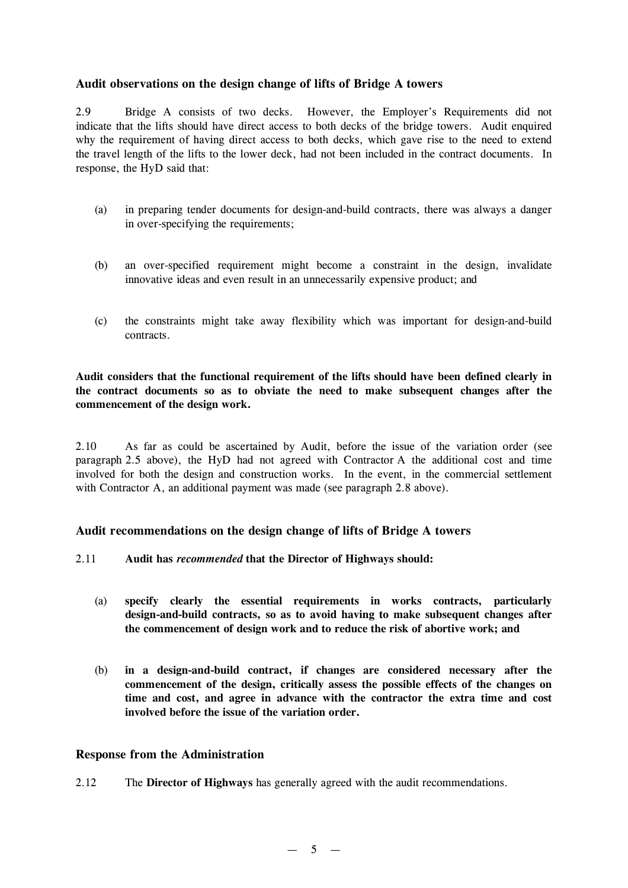### Audit observations on the design change of lifts of Bridge A towers

2.9 Bridge A consists of two decks. However, the Employer's Requirements did not indicate that the lifts should have direct access to both decks of the bridge towers. Audit enquired why the requirement of having direct access to both decks, which gave rise to the need to extend the travel length of the lifts to the lower deck, had not been included in the contract documents. In response, the HyD said that:

(a) in preparing tender documents for design-and-build contracts, there was always a danger in over-specifying the requirements;

(b) an over-specified requirement might become a constraint in the design, invalidate innovative ideas and even result in an unnecessarily expensive product; and

(c) the constraints might take away flexibility which was important for design-and-build contracts.

**Audit considers that the functional requirement of the lifts should have been defined clearly in the contract documents so as to obviate the need to make subsequent changes after the commencement of the design work.**

2.10 As far as could be ascertained by Audit, before the issue of the variation order (see paragraph 2.5 above), the HyD had not agreed with Contractor A the additional cost and time involved for both the design and construction works. In the event, in the commercial settlement with Contractor A, an additional payment was made (see paragraph 2.8 above).

### Audit recommendations on the design change of lifts of Bridge A towers

2.11 **Audit has *recommended* that the Director of Highways should:**

(a) **specify clearly the essential requirements in works contracts, particularly design-and-build contracts, so as to avoid having to make subsequent changes after the commencement of design work and to reduce the risk of abortive work; and**

(b) **in a design-and-build contract, if changes are considered necessary after the commencement of the design, critically assess the possible effects of the changes on time and cost, and agree in advance with the contractor the extra time and cost involved before the issue of the variation order.**

### Response from the Administration

2.12 The **Director of Highways** has generally agreed with the audit recommendations.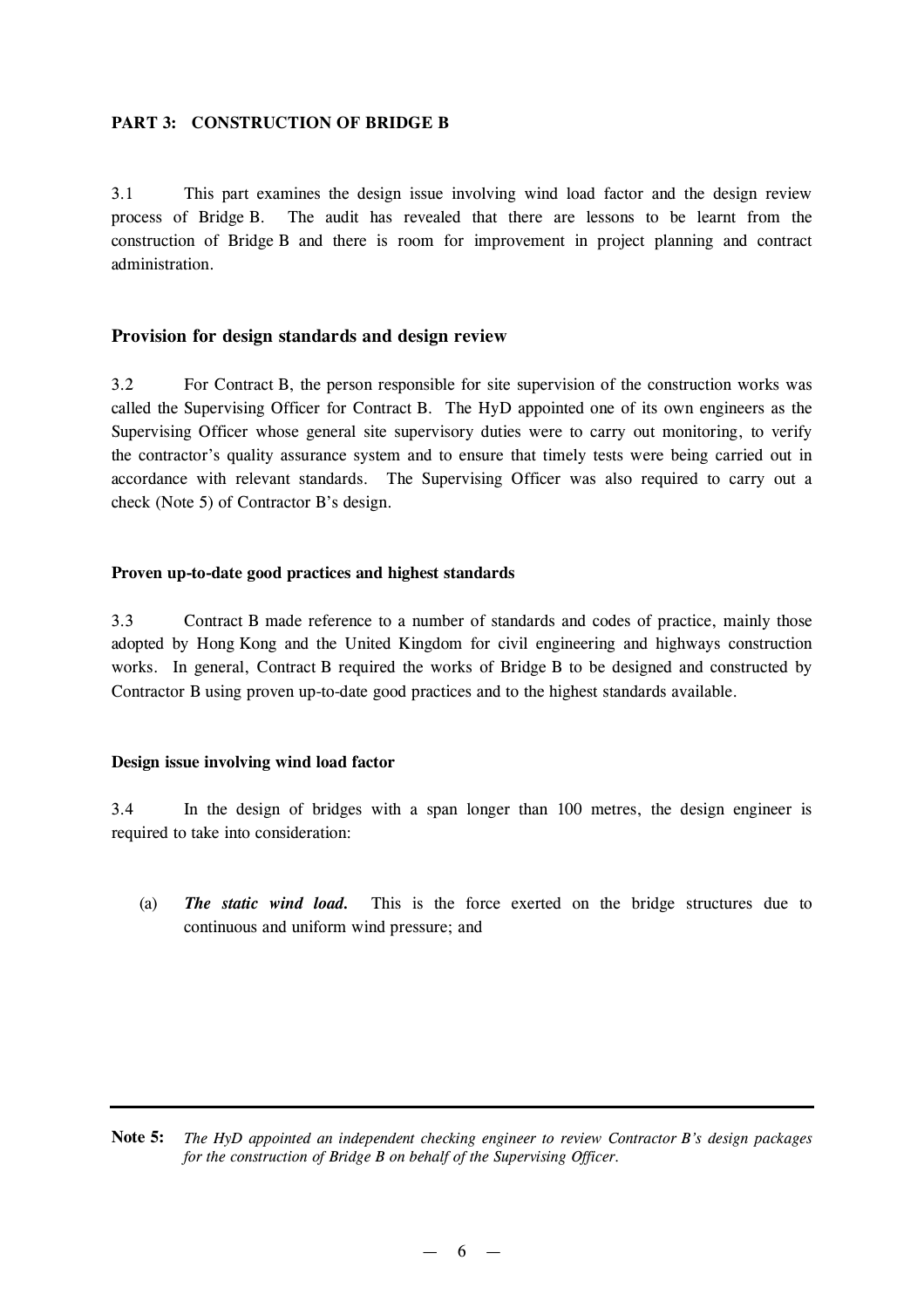## PART 3: CONSTRUCTION OF BRIDGE B

3.1 This part examines the design issue involving wind load factor and the design review process of Bridge B. The audit has revealed that there are lessons to be learnt from the construction of Bridge B and there is room for improvement in project planning and contract administration.

### Provision for design standards and design review

3.2 For Contract B, the person responsible for site supervision of the construction works was called the Supervising Officer for Contract B. The HyD appointed one of its own engineers as the Supervising Officer whose general site supervisory duties were to carry out monitoring, to verify the contractor's quality assurance system and to ensure that timely tests were being carried out in accordance with relevant standards. The Supervising Officer was also required to carry out a check (Note 5) of Contractor B's design.

#### Proven up-to-date good practices and highest standards

3.3 Contract B made reference to a number of standards and codes of practice, mainly those adopted by Hong Kong and the United Kingdom for civil engineering and highways construction works. In general, Contract B required the works of Bridge B to be designed and constructed by Contractor B using proven up-to-date good practices and to the highest standards available.

#### Design issue involving wind load factor

3.4 In the design of bridges with a span longer than 100 metres, the design engineer is required to take into consideration:

(a) ***The static wind load.*** This is the force exerted on the bridge structures due to continuous and uniform wind pressure; and

---

**Note 5:** *The HyD appointed an independent checking engineer to review Contractor B's design packages for the construction of Bridge B on behalf of the Supervising Officer.*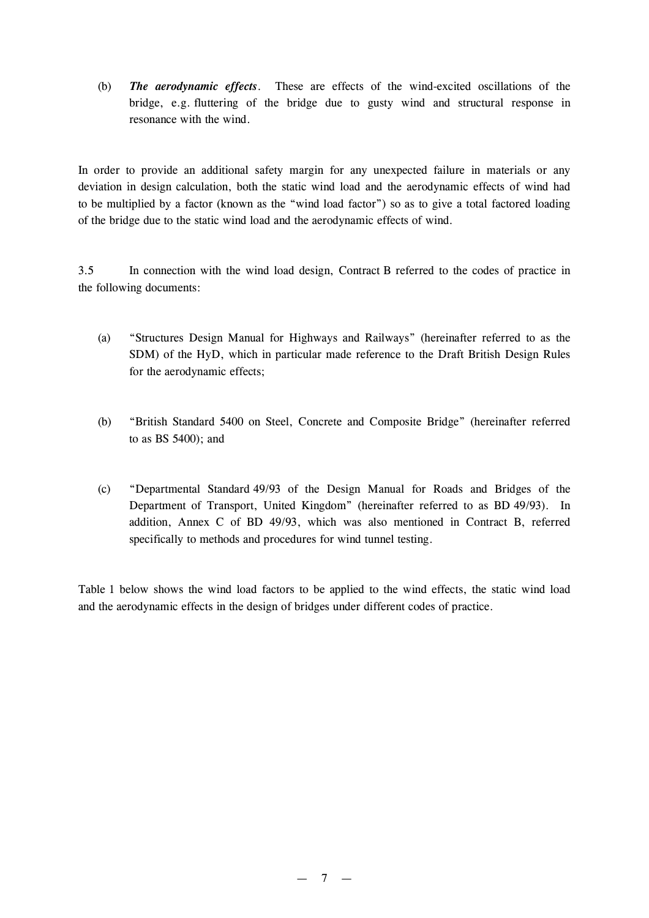(b) ***The aerodynamic effects***. These are effects of the wind-excited oscillations of the bridge, e.g. fluttering of the bridge due to gusty wind and structural response in resonance with the wind.

In order to provide an additional safety margin for any unexpected failure in materials or any deviation in design calculation, both the static wind load and the aerodynamic effects of wind had to be multiplied by a factor (known as the "wind load factor") so as to give a total factored loading of the bridge due to the static wind load and the aerodynamic effects of wind.

3.5 In connection with the wind load design, Contract B referred to the codes of practice in the following documents:

(a) "Structures Design Manual for Highways and Railways" (hereinafter referred to as the SDM) of the HyD, which in particular made reference to the Draft British Design Rules for the aerodynamic effects;

(b) "British Standard 5400 on Steel, Concrete and Composite Bridge" (hereinafter referred to as BS 5400); and

(c) "Departmental Standard 49/93 of the Design Manual for Roads and Bridges of the Department of Transport, United Kingdom" (hereinafter referred to as BD 49/93). In addition, Annex C of BD 49/93, which was also mentioned in Contract B, referred specifically to methods and procedures for wind tunnel testing.

Table 1 below shows the wind load factors to be applied to the wind effects, the static wind load and the aerodynamic effects in the design of bridges under different codes of practice.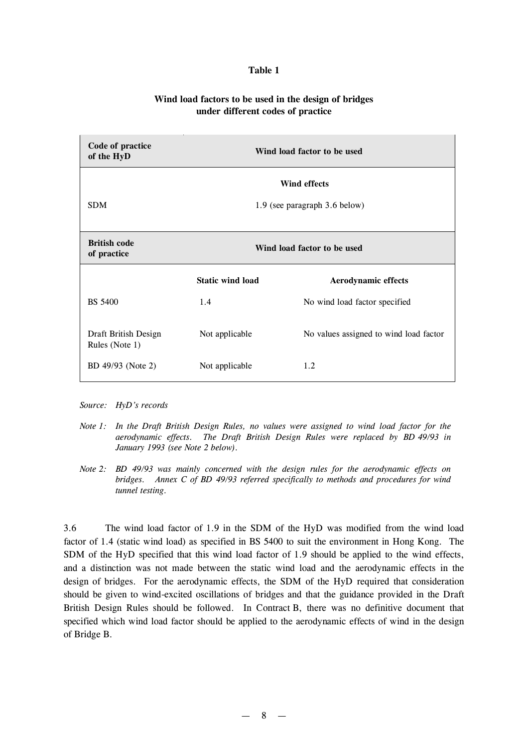**Table 1**

**Wind load factors to be used in the design of bridges under different codes of practice**

| **Code of practice of the HyD** | **Wind load factor to be used** | |
|---|---|---|
| | **Wind effects** | |
| SDM | 1.9 (see paragraph 3.6 below) | |
| **British code of practice** | **Wind load factor to be used** | |
| | **Static wind load** | **Aerodynamic effects** |
| BS 5400 | 1.4 | No wind load factor specified |
| Draft British Design Rules (Note 1) | Not applicable | No values assigned to wind load factor |
| BD 49/93 (Note 2) | Not applicable | 1.2 |

*Source: HyD's records*

*Note 1: In the Draft British Design Rules, no values were assigned to wind load factor for the aerodynamic effects. The Draft British Design Rules were replaced by BD 49/93 in January 1993 (see Note 2 below).*

*Note 2: BD 49/93 was mainly concerned with the design rules for the aerodynamic effects on bridges. Annex C of BD 49/93 referred specifically to methods and procedures for wind tunnel testing.*

3.6 The wind load factor of 1.9 in the SDM of the HyD was modified from the wind load factor of 1.4 (static wind load) as specified in BS 5400 to suit the environment in Hong Kong. The SDM of the HyD specified that this wind load factor of 1.9 should be applied to the wind effects, and a distinction was not made between the static wind load and the aerodynamic effects in the design of bridges. For the aerodynamic effects, the SDM of the HyD required that consideration should be given to wind-excited oscillations of bridges and that the guidance provided in the Draft British Design Rules should be followed. In Contract B, there was no definitive document that specified which wind load factor should be applied to the aerodynamic effects of wind in the design of Bridge B.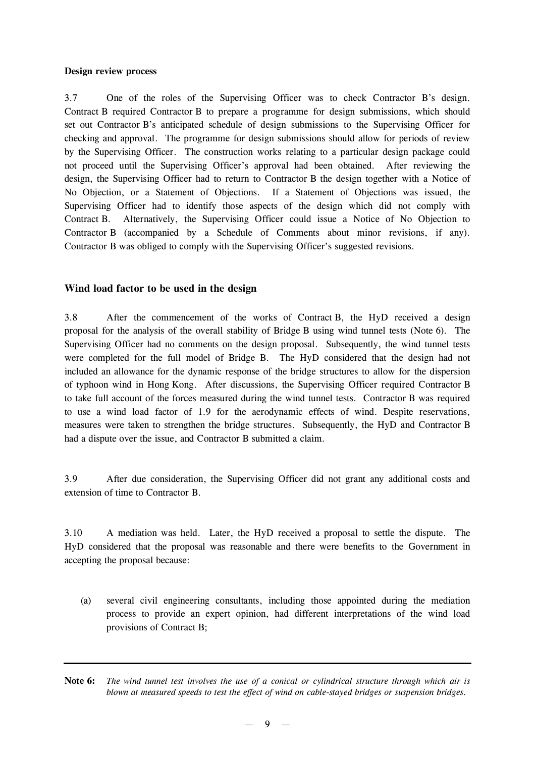**Design review process**

3.7 One of the roles of the Supervising Officer was to check Contractor B's design. Contract B required Contractor B to prepare a programme for design submissions, which should set out Contractor B's anticipated schedule of design submissions to the Supervising Officer for checking and approval. The programme for design submissions should allow for periods of review by the Supervising Officer. The construction works relating to a particular design package could not proceed until the Supervising Officer's approval had been obtained. After reviewing the design, the Supervising Officer had to return to Contractor B the design together with a Notice of No Objection, or a Statement of Objections. If a Statement of Objections was issued, the Supervising Officer had to identify those aspects of the design which did not comply with Contract B. Alternatively, the Supervising Officer could issue a Notice of No Objection to Contractor B (accompanied by a Schedule of Comments about minor revisions, if any). Contractor B was obliged to comply with the Supervising Officer's suggested revisions.

## Wind load factor to be used in the design

3.8 After the commencement of the works of Contract B, the HyD received a design proposal for the analysis of the overall stability of Bridge B using wind tunnel tests (Note 6). The Supervising Officer had no comments on the design proposal. Subsequently, the wind tunnel tests were completed for the full model of Bridge B. The HyD considered that the design had not included an allowance for the dynamic response of the bridge structures to allow for the dispersion of typhoon wind in Hong Kong. After discussions, the Supervising Officer required Contractor B to take full account of the forces measured during the wind tunnel tests. Contractor B was required to use a wind load factor of 1.9 for the aerodynamic effects of wind. Despite reservations, measures were taken to strengthen the bridge structures. Subsequently, the HyD and Contractor B had a dispute over the issue, and Contractor B submitted a claim.

3.9 After due consideration, the Supervising Officer did not grant any additional costs and extension of time to Contractor B.

3.10 A mediation was held. Later, the HyD received a proposal to settle the dispute. The HyD considered that the proposal was reasonable and there were benefits to the Government in accepting the proposal because:

(a) several civil engineering consultants, including those appointed during the mediation process to provide an expert opinion, had different interpretations of the wind load provisions of Contract B;

---

**Note 6:** *The wind tunnel test involves the use of a conical or cylindrical structure through which air is blown at measured speeds to test the effect of wind on cable-stayed bridges or suspension bridges.*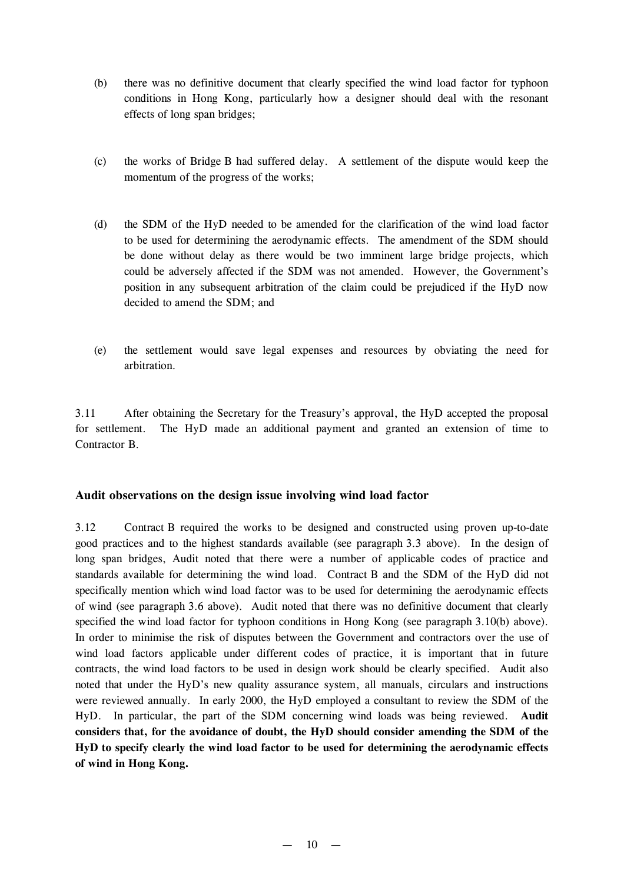(b) there was no definitive document that clearly specified the wind load factor for typhoon conditions in Hong Kong, particularly how a designer should deal with the resonant effects of long span bridges;

(c) the works of Bridge B had suffered delay. A settlement of the dispute would keep the momentum of the progress of the works;

(d) the SDM of the HyD needed to be amended for the clarification of the wind load factor to be used for determining the aerodynamic effects. The amendment of the SDM should be done without delay as there would be two imminent large bridge projects, which could be adversely affected if the SDM was not amended. However, the Government's position in any subsequent arbitration of the claim could be prejudiced if the HyD now decided to amend the SDM; and

(e) the settlement would save legal expenses and resources by obviating the need for arbitration.

3.11 After obtaining the Secretary for the Treasury's approval, the HyD accepted the proposal for settlement. The HyD made an additional payment and granted an extension of time to Contractor B.

### Audit observations on the design issue involving wind load factor

3.12 Contract B required the works to be designed and constructed using proven up-to-date good practices and to the highest standards available (see paragraph 3.3 above). In the design of long span bridges, Audit noted that there were a number of applicable codes of practice and standards available for determining the wind load. Contract B and the SDM of the HyD did not specifically mention which wind load factor was to be used for determining the aerodynamic effects of wind (see paragraph 3.6 above). Audit noted that there was no definitive document that clearly specified the wind load factor for typhoon conditions in Hong Kong (see paragraph 3.10(b) above). In order to minimise the risk of disputes between the Government and contractors over the use of wind load factors applicable under different codes of practice, it is important that in future contracts, the wind load factors to be used in design work should be clearly specified. Audit also noted that under the HyD's new quality assurance system, all manuals, circulars and instructions were reviewed annually. In early 2000, the HyD employed a consultant to review the SDM of the HyD. In particular, the part of the SDM concerning wind loads was being reviewed. **Audit considers that, for the avoidance of doubt, the HyD should consider amending the SDM of the HyD to specify clearly the wind load factor to be used for determining the aerodynamic effects of wind in Hong Kong.**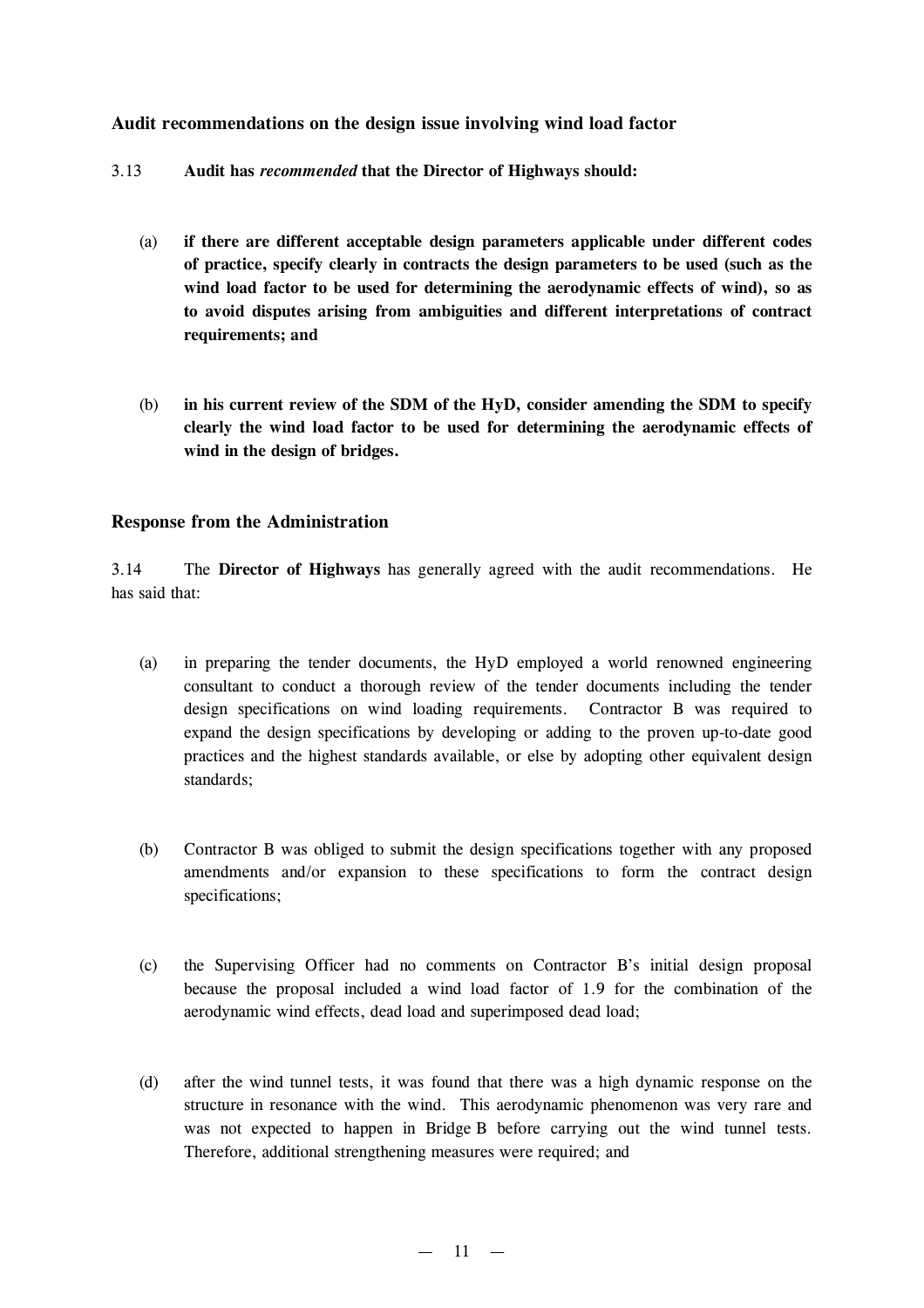### Audit recommendations on the design issue involving wind load factor

3.13 **Audit has *recommended* that the Director of Highways should:**

(a) **if there are different acceptable design parameters applicable under different codes of practice, specify clearly in contracts the design parameters to be used (such as the wind load factor to be used for determining the aerodynamic effects of wind), so as to avoid disputes arising from ambiguities and different interpretations of contract requirements; and**

(b) **in his current review of the SDM of the HyD, consider amending the SDM to specify clearly the wind load factor to be used for determining the aerodynamic effects of wind in the design of bridges.**

### Response from the Administration

3.14 The **Director of Highways** has generally agreed with the audit recommendations. He has said that:

(a) in preparing the tender documents, the HyD employed a world renowned engineering consultant to conduct a thorough review of the tender documents including the tender design specifications on wind loading requirements. Contractor B was required to expand the design specifications by developing or adding to the proven up-to-date good practices and the highest standards available, or else by adopting other equivalent design standards;

(b) Contractor B was obliged to submit the design specifications together with any proposed amendments and/or expansion to these specifications to form the contract design specifications;

(c) the Supervising Officer had no comments on Contractor B's initial design proposal because the proposal included a wind load factor of 1.9 for the combination of the aerodynamic wind effects, dead load and superimposed dead load;

(d) after the wind tunnel tests, it was found that there was a high dynamic response on the structure in resonance with the wind. This aerodynamic phenomenon was very rare and was not expected to happen in Bridge B before carrying out the wind tunnel tests. Therefore, additional strengthening measures were required; and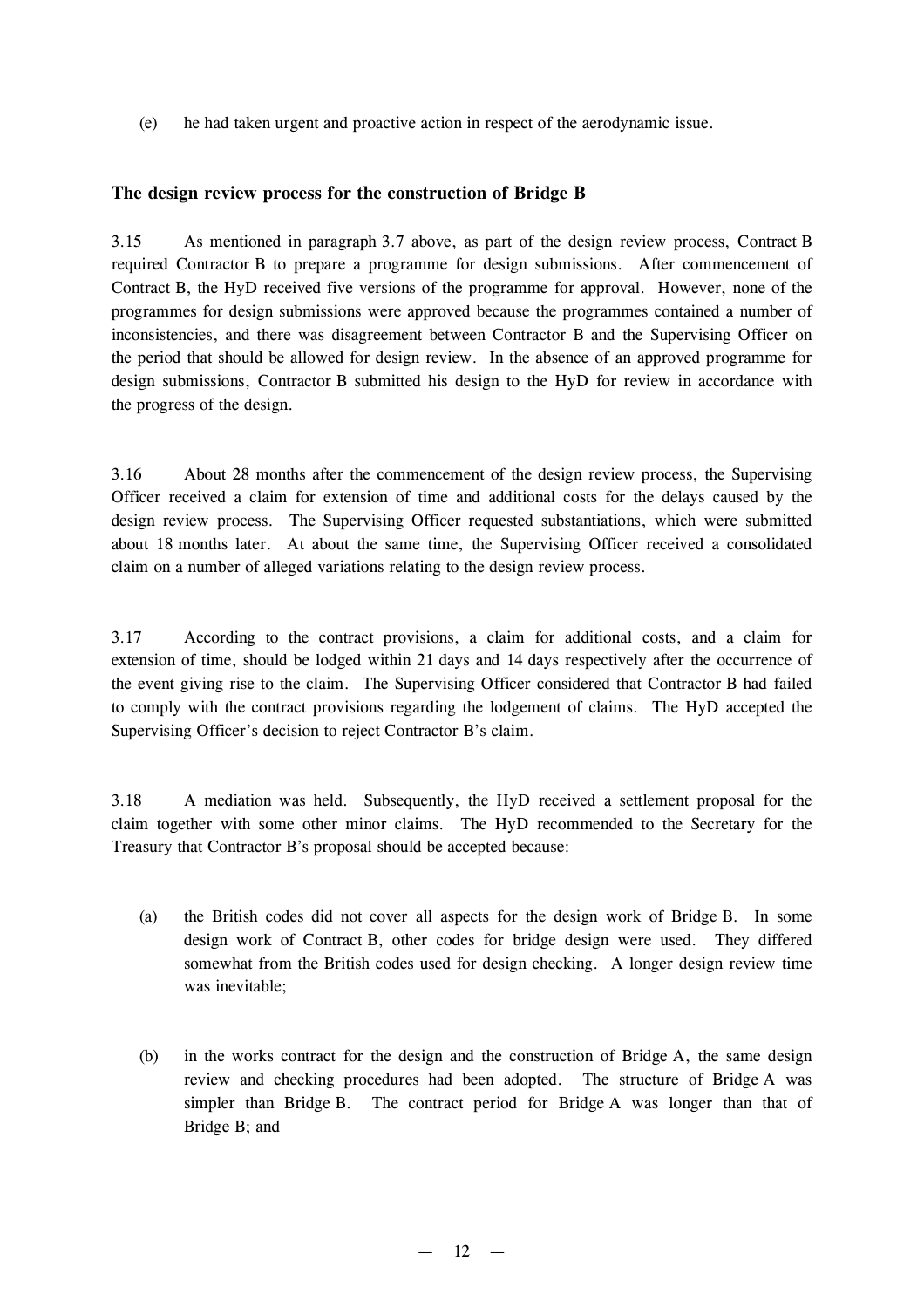(e) he had taken urgent and proactive action in respect of the aerodynamic issue.

### The design review process for the construction of Bridge B

3.15 As mentioned in paragraph 3.7 above, as part of the design review process, Contract B required Contractor B to prepare a programme for design submissions. After commencement of Contract B, the HyD received five versions of the programme for approval. However, none of the programmes for design submissions were approved because the programmes contained a number of inconsistencies, and there was disagreement between Contractor B and the Supervising Officer on the period that should be allowed for design review. In the absence of an approved programme for design submissions, Contractor B submitted his design to the HyD for review in accordance with the progress of the design.

3.16 About 28 months after the commencement of the design review process, the Supervising Officer received a claim for extension of time and additional costs for the delays caused by the design review process. The Supervising Officer requested substantiations, which were submitted about 18 months later. At about the same time, the Supervising Officer received a consolidated claim on a number of alleged variations relating to the design review process.

3.17 According to the contract provisions, a claim for additional costs, and a claim for extension of time, should be lodged within 21 days and 14 days respectively after the occurrence of the event giving rise to the claim. The Supervising Officer considered that Contractor B had failed to comply with the contract provisions regarding the lodgement of claims. The HyD accepted the Supervising Officer's decision to reject Contractor B's claim.

3.18 A mediation was held. Subsequently, the HyD received a settlement proposal for the claim together with some other minor claims. The HyD recommended to the Secretary for the Treasury that Contractor B's proposal should be accepted because:

(a) the British codes did not cover all aspects for the design work of Bridge B. In some design work of Contract B, other codes for bridge design were used. They differed somewhat from the British codes used for design checking. A longer design review time was inevitable;

(b) in the works contract for the design and the construction of Bridge A, the same design review and checking procedures had been adopted. The structure of Bridge A was simpler than Bridge B. The contract period for Bridge A was longer than that of Bridge B; and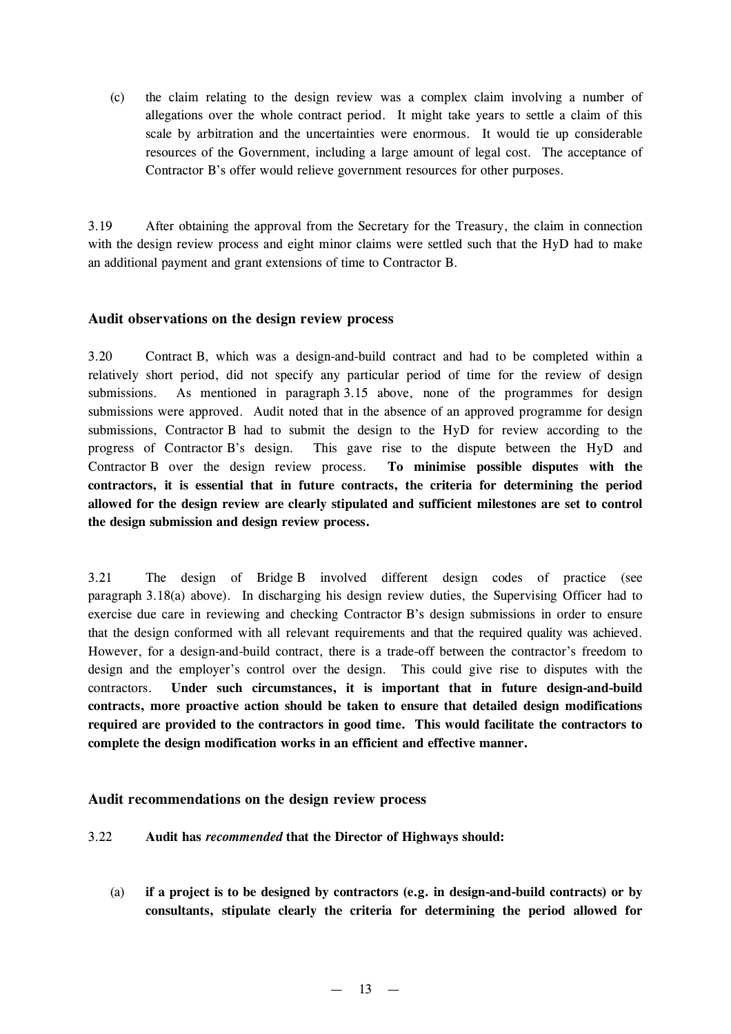(c) the claim relating to the design review was a complex claim involving a number of allegations over the whole contract period. It might take years to settle a claim of this scale by arbitration and the uncertainties were enormous. It would tie up considerable resources of the Government, including a large amount of legal cost. The acceptance of Contractor B's offer would relieve government resources for other purposes.

3.19 After obtaining the approval from the Secretary for the Treasury, the claim in connection with the design review process and eight minor claims were settled such that the HyD had to make an additional payment and grant extensions of time to Contractor B.

### Audit observations on the design review process

3.20 Contract B, which was a design-and-build contract and had to be completed within a relatively short period, did not specify any particular period of time for the review of design submissions. As mentioned in paragraph 3.15 above, none of the programmes for design submissions were approved. Audit noted that in the absence of an approved programme for design submissions, Contractor B had to submit the design to the HyD for review according to the progress of Contractor B's design. This gave rise to the dispute between the HyD and Contractor B over the design review process. **To minimise possible disputes with the contractors, it is essential that in future contracts, the criteria for determining the period allowed for the design review are clearly stipulated and sufficient milestones are set to control the design submission and design review process.**

3.21 The design of Bridge B involved different design codes of practice (see paragraph 3.18(a) above). In discharging his design review duties, the Supervising Officer had to exercise due care in reviewing and checking Contractor B's design submissions in order to ensure that the design conformed with all relevant requirements and that the required quality was achieved. However, for a design-and-build contract, there is a trade-off between the contractor's freedom to design and the employer's control over the design. This could give rise to disputes with the contractors. **Under such circumstances, it is important that in future design-and-build contracts, more proactive action should be taken to ensure that detailed design modifications required are provided to the contractors in good time. This would facilitate the contractors to complete the design modification works in an efficient and effective manner.**

### Audit recommendations on the design review process

3.22 **Audit has *recommended* that the Director of Highways should:**

(a) **if a project is to be designed by contractors (e.g. in design-and-build contracts) or by consultants, stipulate clearly the criteria for determining the period allowed for**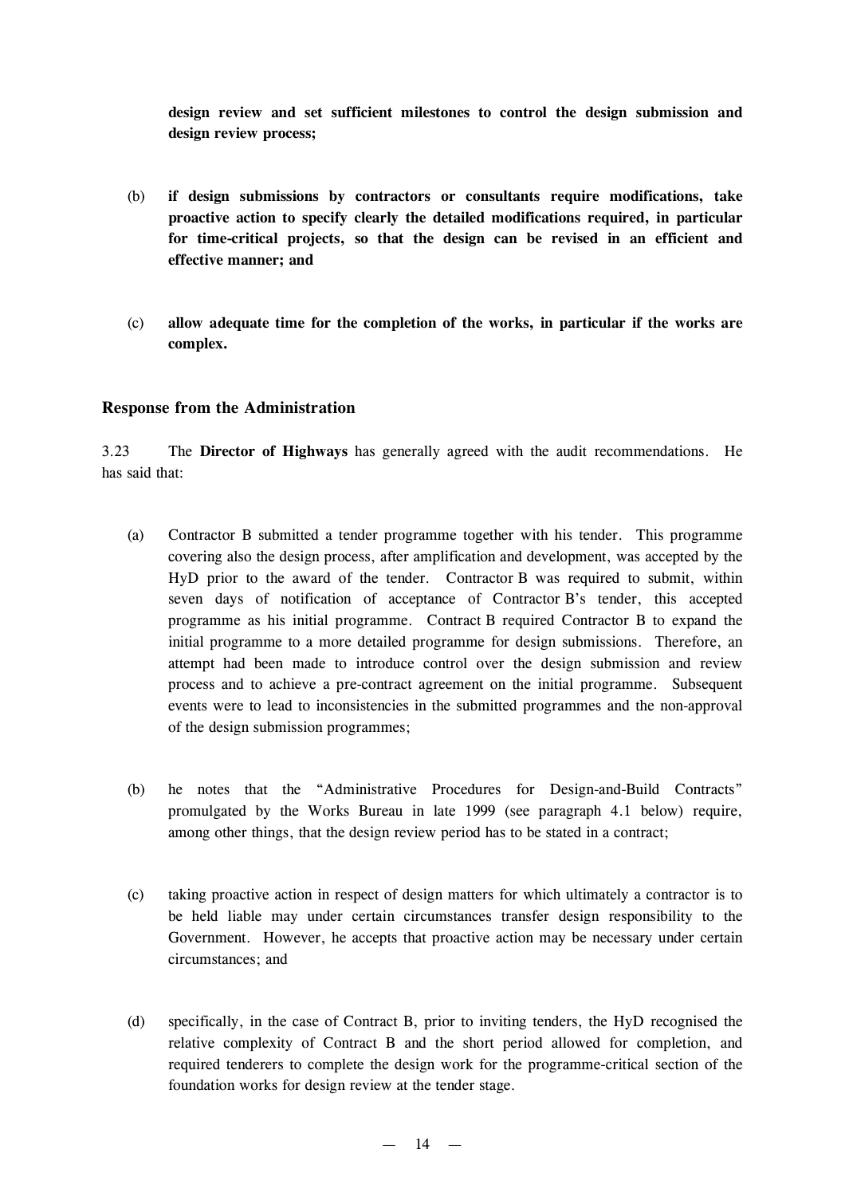**design review and set sufficient milestones to control the design submission and design review process;**

(b) **if design submissions by contractors or consultants require modifications, take proactive action to specify clearly the detailed modifications required, in particular for time-critical projects, so that the design can be revised in an efficient and effective manner; and**

(c) **allow adequate time for the completion of the works, in particular if the works are complex.**

### Response from the Administration

3.23 The **Director of Highways** has generally agreed with the audit recommendations. He has said that:

(a) Contractor B submitted a tender programme together with his tender. This programme covering also the design process, after amplification and development, was accepted by the HyD prior to the award of the tender. Contractor B was required to submit, within seven days of notification of acceptance of Contractor B's tender, this accepted programme as his initial programme. Contract B required Contractor B to expand the initial programme to a more detailed programme for design submissions. Therefore, an attempt had been made to introduce control over the design submission and review process and to achieve a pre-contract agreement on the initial programme. Subsequent events were to lead to inconsistencies in the submitted programmes and the non-approval of the design submission programmes;

(b) he notes that the "Administrative Procedures for Design-and-Build Contracts" promulgated by the Works Bureau in late 1999 (see paragraph 4.1 below) require, among other things, that the design review period has to be stated in a contract;

(c) taking proactive action in respect of design matters for which ultimately a contractor is to be held liable may under certain circumstances transfer design responsibility to the Government. However, he accepts that proactive action may be necessary under certain circumstances; and

(d) specifically, in the case of Contract B, prior to inviting tenders, the HyD recognised the relative complexity of Contract B and the short period allowed for completion, and required tenderers to complete the design work for the programme-critical section of the foundation works for design review at the tender stage.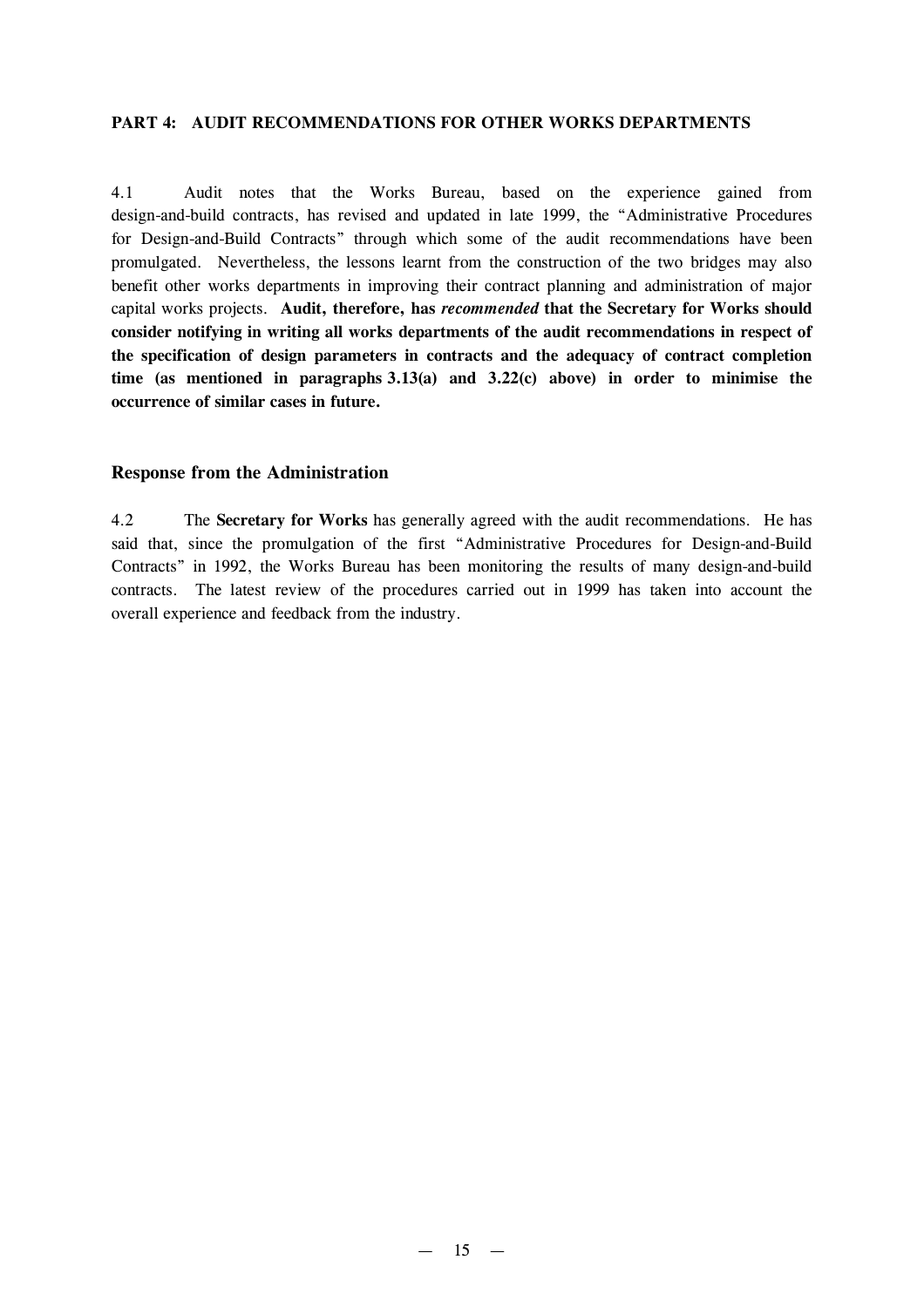## PART 4: AUDIT RECOMMENDATIONS FOR OTHER WORKS DEPARTMENTS

4.1 Audit notes that the Works Bureau, based on the experience gained from design-and-build contracts, has revised and updated in late 1999, the "Administrative Procedures for Design-and-Build Contracts" through which some of the audit recommendations have been promulgated. Nevertheless, the lessons learnt from the construction of the two bridges may also benefit other works departments in improving their contract planning and administration of major capital works projects. **Audit, therefore, has *recommended* that the Secretary for Works should consider notifying in writing all works departments of the audit recommendations in respect of the specification of design parameters in contracts and the adequacy of contract completion time (as mentioned in paragraphs 3.13(a) and 3.22(c) above) in order to minimise the occurrence of similar cases in future.**

### Response from the Administration

4.2 The **Secretary for Works** has generally agreed with the audit recommendations. He has said that, since the promulgation of the first "Administrative Procedures for Design-and-Build Contracts" in 1992, the Works Bureau has been monitoring the results of many design-and-build contracts. The latest review of the procedures carried out in 1999 has taken into account the overall experience and feedback from the industry.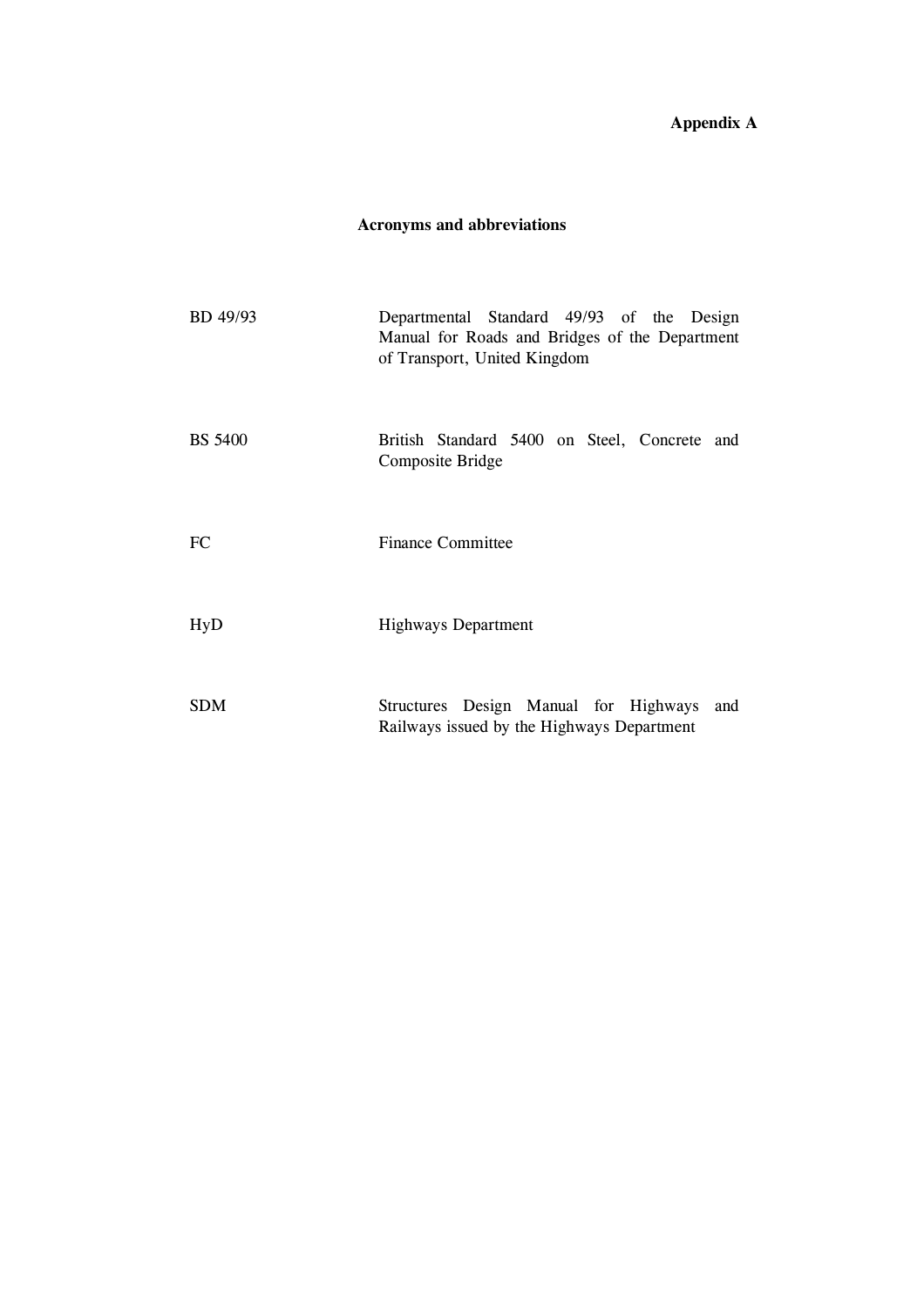**Appendix A**

## Acronyms and abbreviations

| | |
|---|---|
| BD 49/93 | Departmental Standard 49/93 of the Design Manual for Roads and Bridges of the Department of Transport, United Kingdom |
| BS 5400 | British Standard 5400 on Steel, Concrete and Composite Bridge |
| FC | Finance Committee |
| HyD | Highways Department |
| SDM | Structures Design Manual for Highways and Railways issued by the Highways Department |